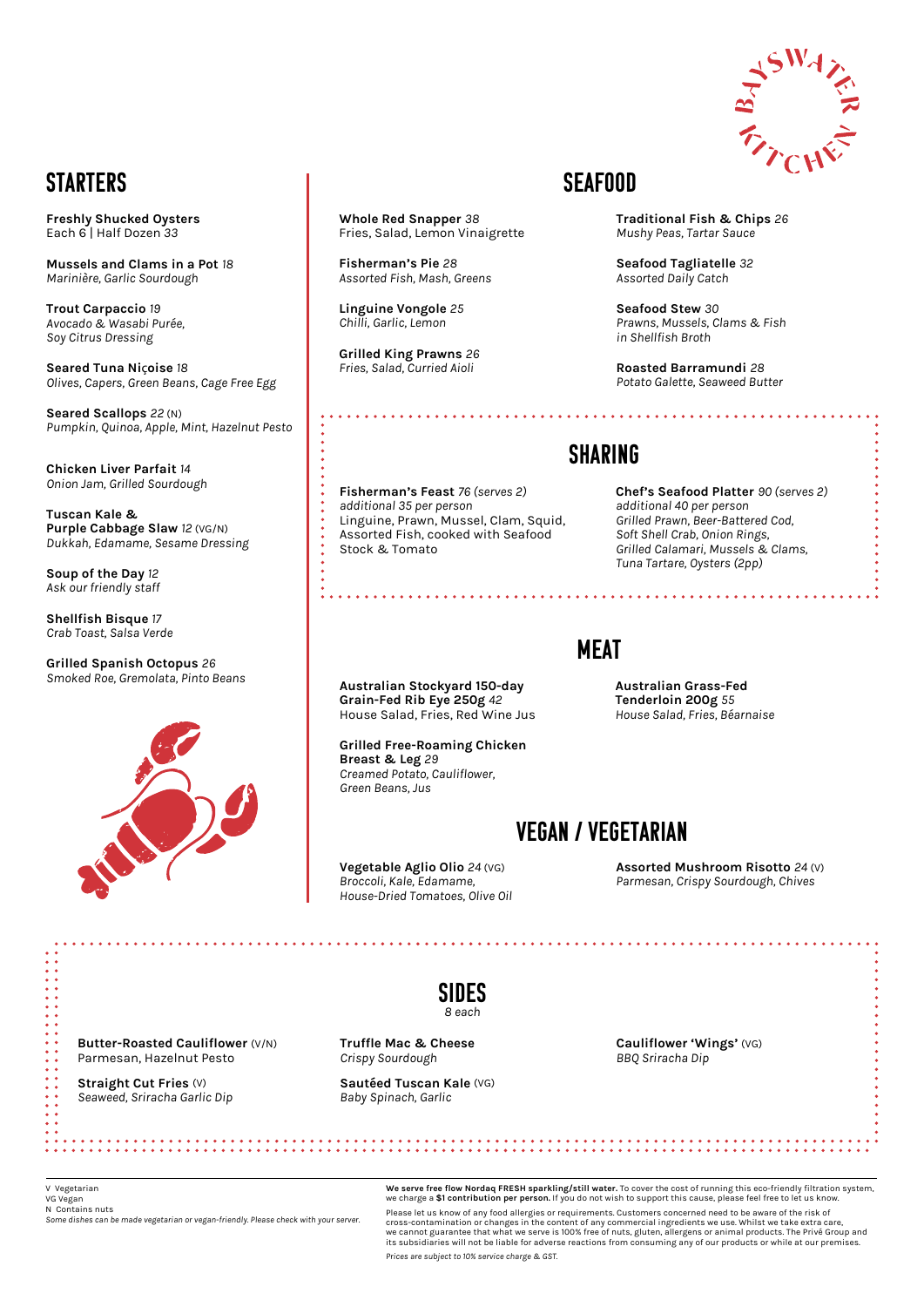Baysswater Kitchen

## STARTERS

**Freshly Shucked Oysters**
Each 6 | Half Dozen 33

**Mussels and Clams in a Pot** 18
*Marinière, Garlic Sourdough*

**Trout Carpaccio** *19*
*Avocado & Wasabi Purée, Soy Citrus Dressing*

**Seared Tuna Niçoise** *18*
*Olives, Capers, Green Beans, Cage Free Egg*

**Seared Scallops** *22* (N)
*Pumpkin, Quinoa, Apple, Mint, Hazelnut Pesto*

**Chicken Liver Parfait** *14*
*Onion Jam, Grilled Sourdough*

**Tuscan Kale & Purple Cabbage Slaw** *12* (VG/N)
*Dukkah, Edamame, Sesame Dressing*

**Soup of the Day** *12*
*Ask our friendly staff*

**Shellfish Bisque** *17*
*Crab Toast, Salsa Verde*

**Grilled Spanish Octopus** *26*
*Smoked Roe, Gremolata, Pinto Beans*

## SEAFOOD

**Whole Red Snapper** *38*
Fries, Salad, Lemon Vinaigrette

**Fisherman's Pie** *28*
*Assorted Fish, Mash, Greens*

**Linguine Vongole** *25*
*Chilli, Garlic, Lemon*

**Grilled King Prawns** *26*
*Fries, Salad, Curried Aioli*

**Traditional Fish & Chips** *26*
*Mushy Peas, Tartar Sauce*

**Seafood Tagliatelle** *32*
*Assorted Daily Catch*

**Seafood Stew** *30*
*Prawns, Mussels, Clams & Fish in Shellfish Broth*

**Roasted Barramundi** *28*
*Potato Galette, Seaweed Butter*

## SHARING

**Fisherman's Feast** *76 (serves 2)*
*additional 35 per person*
Linguine, Prawn, Mussel, Clam, Squid, Assorted Fish, cooked with Seafood Stock & Tomato

**Chef's Seafood Platter** *90 (serves 2)*
*additional 40 per person*
*Grilled Prawn, Beer-Battered Cod, Soft Shell Crab, Onion Rings, Grilled Calamari, Mussels & Clams, Tuna Tartare, Oysters (2pp)*

## MEAT

**Australian Stockyard 150-day Grain-Fed Rib Eye 250g** *42*
House Salad, Fries, Red Wine Jus

**Grilled Free-Roaming Chicken Breast & Leg** *29*
*Creamed Potato, Cauliflower, Green Beans, Jus*

**Australian Grass-Fed Tenderloin 200g** *55*
*House Salad, Fries, Béarnaise*

## VEGAN / VEGETARIAN

**Vegetable Aglio Olio** *24* (VG)
*Broccoli, Kale, Edamame, House-Dried Tomatoes, Olive Oil*

**Assorted Mushroom Risotto** *24* (V)
*Parmesan, Crispy Sourdough, Chives*

## SIDES

*8 each*

**Butter-Roasted Cauliflower** (V/N)
Parmesan, Hazelnut Pesto

**Straight Cut Fries** (V)
*Seaweed, Sriracha Garlic Dip*

**Truffle Mac & Cheese**
*Crispy Sourdough*

**Sautéed Tuscan Kale** (VG)
*Baby Spinach, Garlic*

**Cauliflower 'Wings'** (VG)
*BBQ Sriracha Dip*

---

V Vegetarian
VG Vegan
N Contains nuts
*Some dishes can be made vegetarian or vegan-friendly. Please check with your server.*

**We serve free flow Nordaq FRESH sparkling/still water.** To cover the cost of running this eco-friendly filtration system, we charge a **$1 contribution per person.** If you do not wish to support this cause, please feel free to let us know.

Please let us know of any food allergies or requirements. Customers concerned need to be aware of the risk of cross-contamination or changes in the content of any commercial ingredients we use. Whilst we take extra care, we cannot guarantee that what we serve is 100% free of nuts, gluten, allergens or animal products. The Privé Group and its subsidiaries will not be liable for adverse reactions from consuming any of our products or while at our premises.

*Prices are subject to 10% service charge & GST.*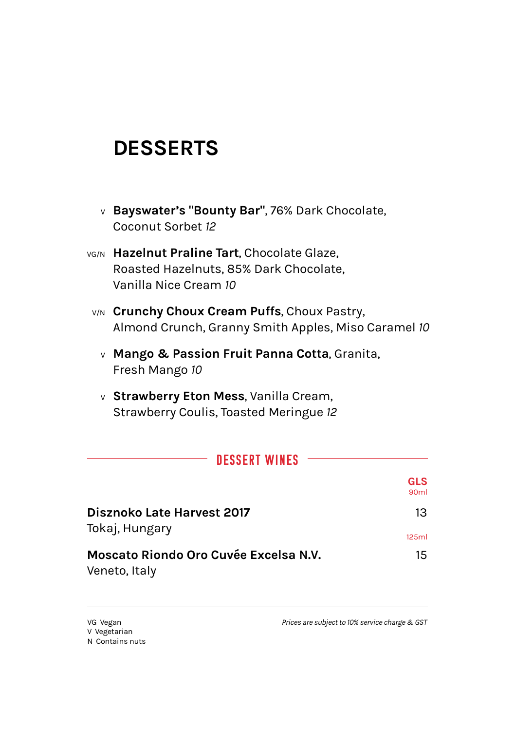# DESSERTS

- V **Bayswater's "Bounty Bar"**, 76% Dark Chocolate, Coconut Sorbet *12*
- VG/N **Hazelnut Praline Tart**, Chocolate Glaze, Roasted Hazelnuts, 85% Dark Chocolate, Vanilla Nice Cream *10*
- V/N **Crunchy Choux Cream Puffs**, Choux Pastry, Almond Crunch, Granny Smith Apples, Miso Caramel *10*
- V **Mango & Passion Fruit Panna Cotta**, Granita, Fresh Mango *10*
- V **Strawberry Eton Mess**, Vanilla Cream, Strawberry Coulis, Toasted Meringue *12*

## DESSERT WINES

| | GLS |
|---|---|
| | 90ml |
| **Disznoko Late Harvest 2017**<br>Tokaj, Hungary | 13 |
| | 125ml |
| **Moscato Riondo Oro Cuvée Excelsa N.V.**<br>Veneto, Italy | 15 |

VG Vegan
V Vegetarian
N Contains nuts

*Prices are subject to 10% service charge & GST*